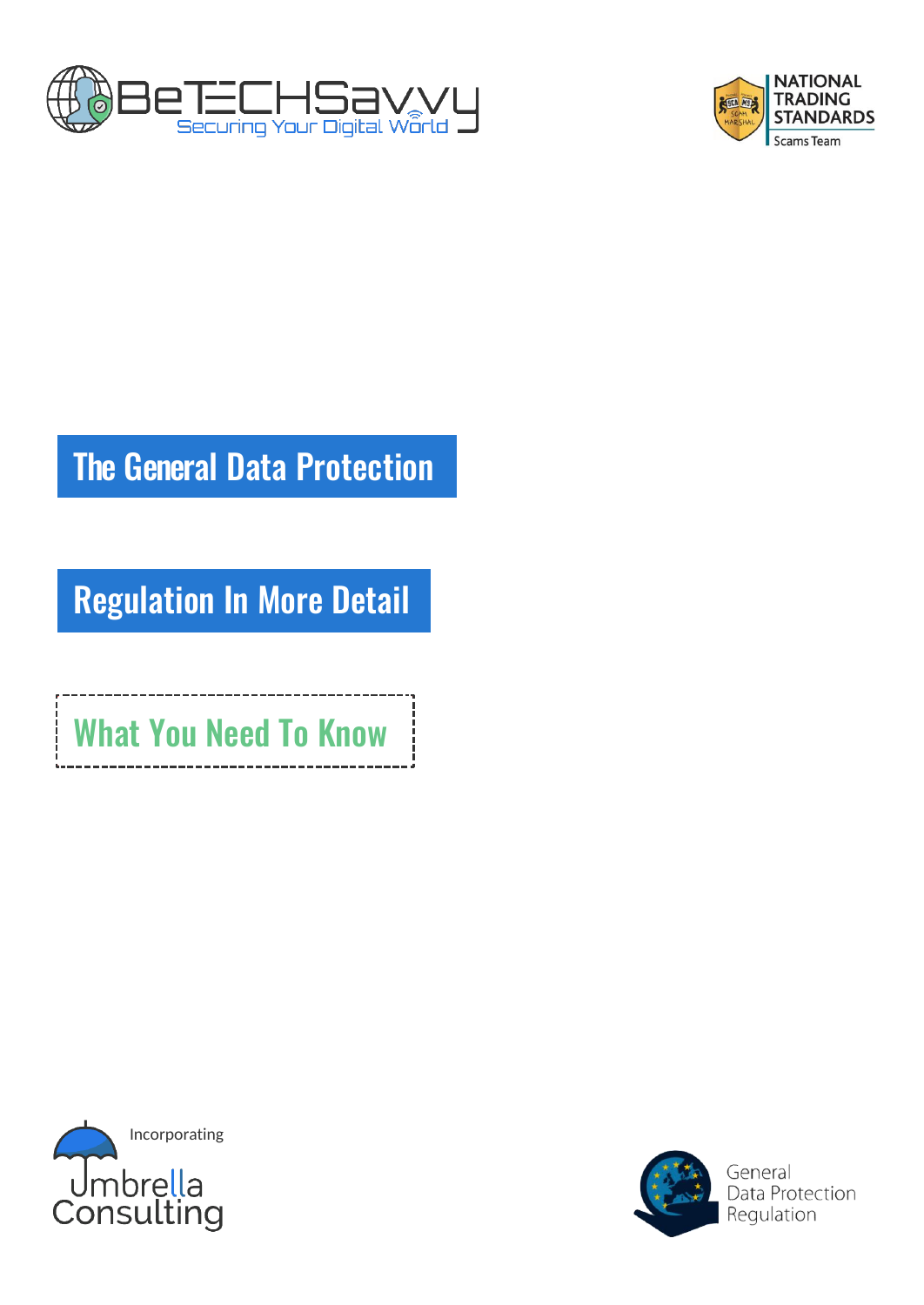BeTECHSavvy
Securing Your Digital World

NATIONAL TRADING STANDARDS
Scams Team

# The General Data Protection Regulation In More Detail

## What You Need To Know

Incorporating Umbrella Consulting

General Data Protection Regulation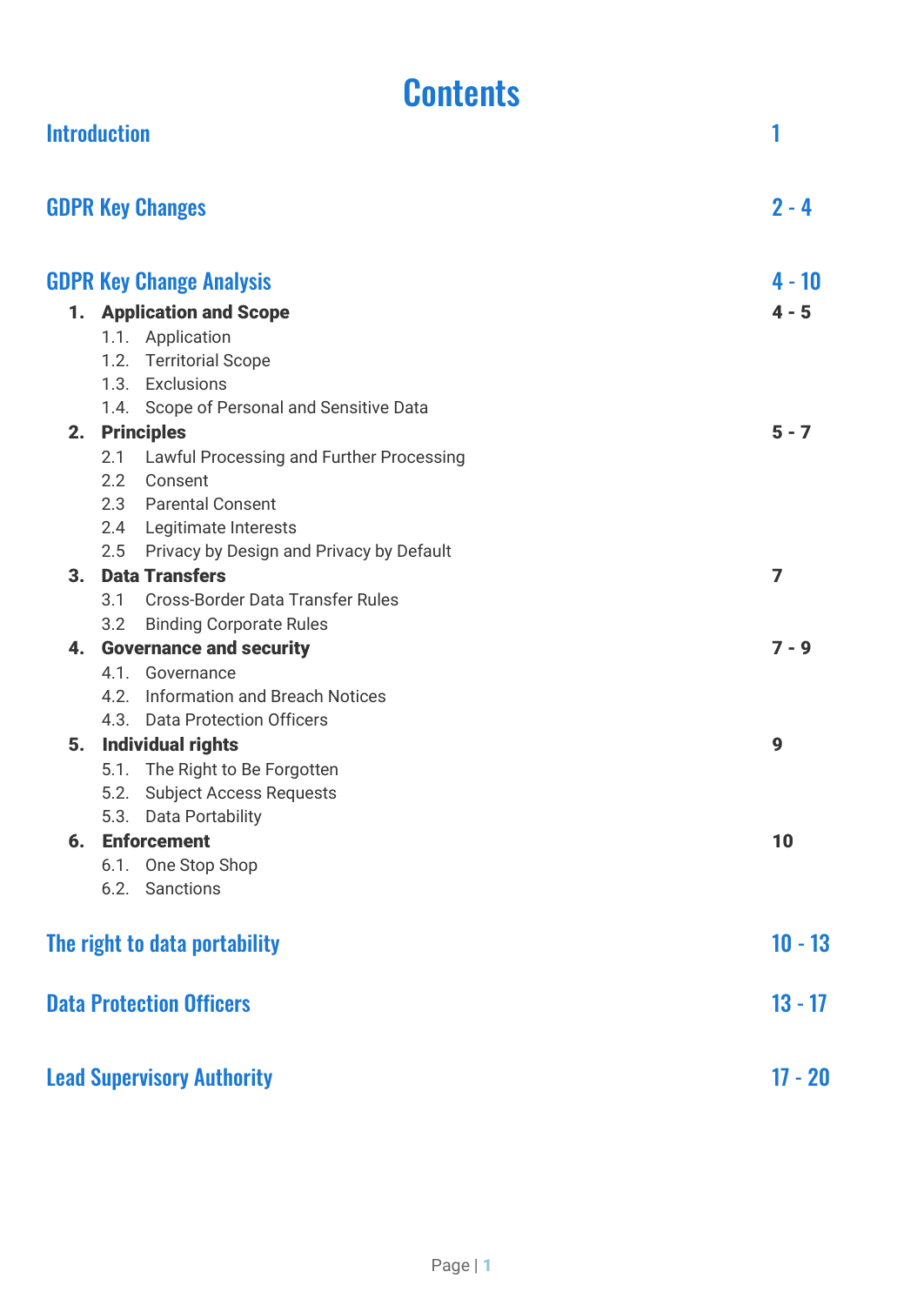# Contents

| | |
|---|---|
| **Introduction** | **1** |
| **GDPR Key Changes** | **2 - 4** |
| **GDPR Key Change Analysis** | **4 - 10** |
| **1. Application and Scope** | **4 - 5** |
| 1.1. Application | |
| 1.2. Territorial Scope | |
| 1.3. Exclusions | |
| 1.4. Scope of Personal and Sensitive Data | |
| **2. Principles** | **5 - 7** |
| 2.1 Lawful Processing and Further Processing | |
| 2.2 Consent | |
| 2.3 Parental Consent | |
| 2.4 Legitimate Interests | |
| 2.5 Privacy by Design and Privacy by Default | |
| **3. Data Transfers** | **7** |
| 3.1 Cross-Border Data Transfer Rules | |
| 3.2 Binding Corporate Rules | |
| **4. Governance and security** | **7 - 9** |
| 4.1. Governance | |
| 4.2. Information and Breach Notices | |
| 4.3. Data Protection Officers | |
| **5. Individual rights** | **9** |
| 5.1. The Right to Be Forgotten | |
| 5.2. Subject Access Requests | |
| 5.3. Data Portability | |
| **6. Enforcement** | **10** |
| 6.1. One Stop Shop | |
| 6.2. Sanctions | |
| **The right to data portability** | **10 - 13** |
| **Data Protection Officers** | **13 - 17** |
| **Lead Supervisory Authority** | **17 - 20** |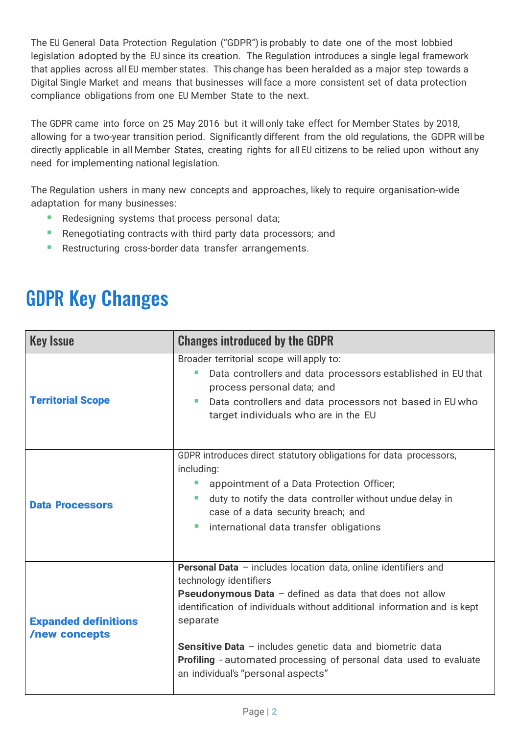The EU General Data Protection Regulation ("GDPR") is probably to date one of the most lobbied legislation adopted by the EU since its creation. The Regulation introduces a single legal framework that applies across all EU member states. This change has been heralded as a major step towards a Digital Single Market and means that businesses will face a more consistent set of data protection compliance obligations from one EU Member State to the next.

The GDPR came into force on 25 May 2016 but it will only take effect for Member States by 2018, allowing for a two-year transition period. Significantly different from the old regulations, the GDPR will be directly applicable in all Member States, creating rights for all EU citizens to be relied upon without any need for implementing national legislation.

The Regulation ushers in many new concepts and approaches, likely to require organisation-wide adaptation for many businesses:

- Redesigning systems that process personal data;
- Renegotiating contracts with third party data processors; and
- Restructuring cross-border data transfer arrangements.

# GDPR Key Changes

| Key Issue | Changes introduced by the GDPR |
| --- | --- |
| **Territorial Scope** | Broader territorial scope will apply to:<br>- Data controllers and data processors established in EU that process personal data; and<br>- Data controllers and data processors not based in EU who target individuals who are in the EU |
| **Data Processors** | GDPR introduces direct statutory obligations for data processors, including:<br>- appointment of a Data Protection Officer;<br>- duty to notify the data controller without undue delay in case of a data security breach; and<br>- international data transfer obligations |
| **Expanded definitions /new concepts** | **Personal Data** – includes location data, online identifiers and technology identifiers<br>**Pseudonymous Data** – defined as data that does not allow identification of individuals without additional information and is kept separate<br><br>**Sensitive Data** – includes genetic data and biometric data<br>**Profiling** - automated processing of personal data used to evaluate an individual's "personal aspects" |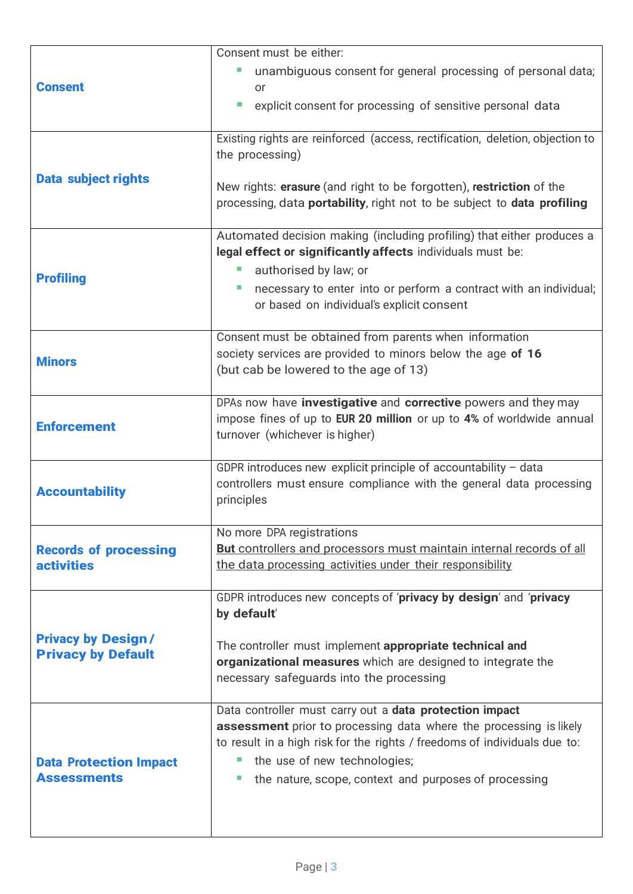| | |
|---|---|
| **Consent** | Consent must be either:<br>- unambiguous consent for general processing of personal data; or<br>- explicit consent for processing of sensitive personal data |
| **Data subject rights** | Existing rights are reinforced (access, rectification, deletion, objection to the processing)<br><br>New rights: **erasure** (and right to be forgotten), **restriction** of the processing, data **portability**, right not to be subject to **data profiling** |
| **Profiling** | Automated decision making (including profiling) that either produces a **legal effect or significantly affects** individuals must be:<br>- authorised by law; or<br>- necessary to enter into or perform a contract with an individual; or based on individual's explicit consent |
| **Minors** | Consent must be obtained from parents when information society services are provided to minors below the age **of 16** (but cab be lowered to the age of 13) |
| **Enforcement** | DPAs now have **investigative** and **corrective** powers and they may impose fines of up to **EUR 20 million** or up to **4%** of worldwide annual turnover (whichever is higher) |
| **Accountability** | GDPR introduces new explicit principle of accountability – data controllers must ensure compliance with the general data processing principles |
| **Records of processing activities** | No more DPA registrations<br><u>**But** controllers and processors must maintain internal records of all the data processing activities under their responsibility</u> |
| **Privacy by Design / Privacy by Default** | GDPR introduces new concepts of '**privacy by design**' and '**privacy by default**'<br><br>The controller must implement **appropriate technical and organizational measures** which are designed to integrate the necessary safeguards into the processing |
| **Data Protection Impact Assessments** | Data controller must carry out a **data protection impact assessment** prior to processing data where the processing is likely to result in a high risk for the rights / freedoms of individuals due to:<br>- the use of new technologies;<br>- the nature, scope, context and purposes of processing |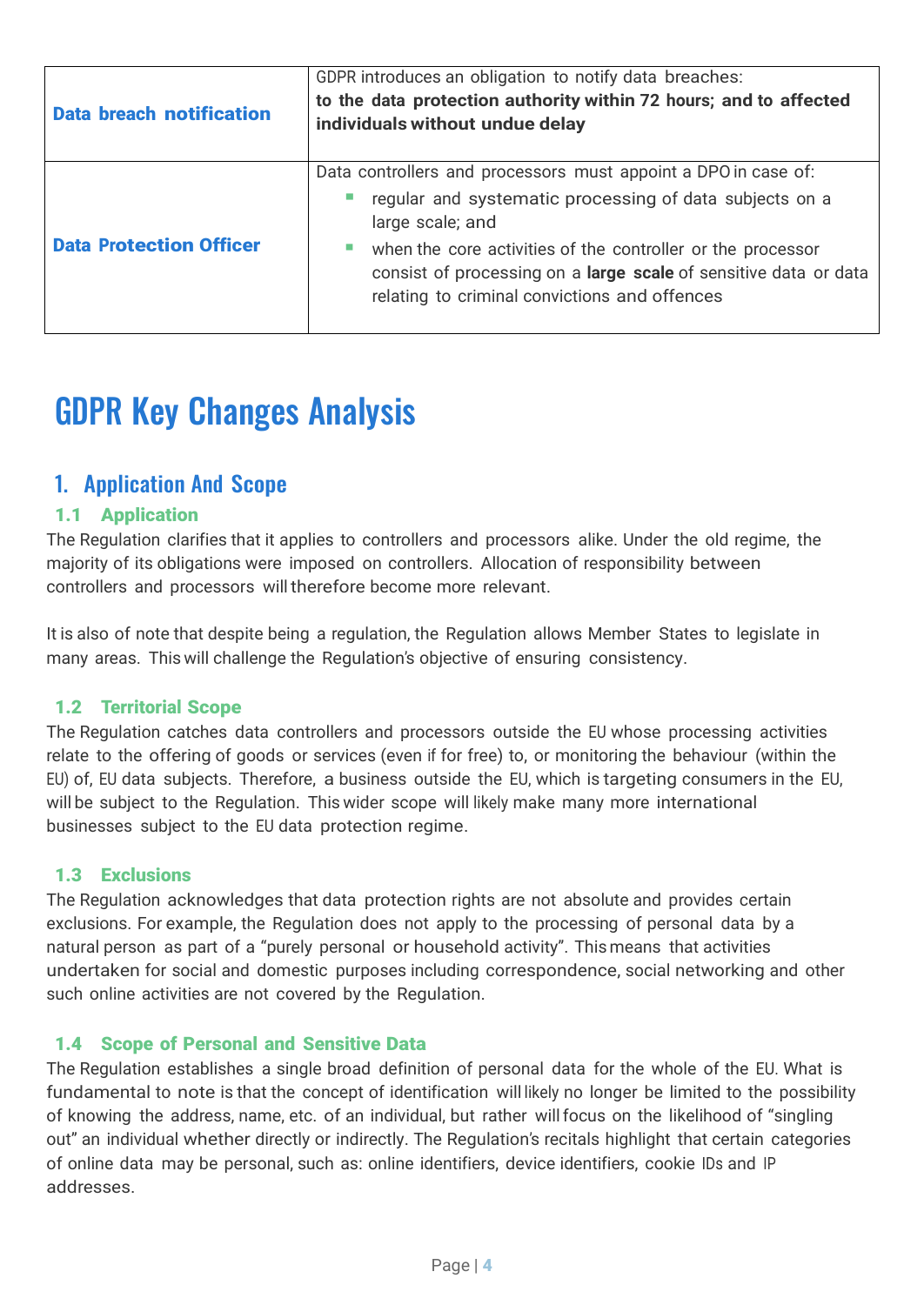| | |
|---|---|
| **Data breach notification** | GDPR introduces an obligation to notify data breaches: **to the data protection authority within 72 hours; and to affected individuals without undue delay** |
| **Data Protection Officer** | Data controllers and processors must appoint a DPO in case of: <br>▪ regular and systematic processing of data subjects on a large scale; and <br>▪ when the core activities of the controller or the processor consist of processing on a **large scale** of sensitive data or data relating to criminal convictions and offences |

# GDPR Key Changes Analysis

## 1. Application And Scope

### 1.1 Application

The Regulation clarifies that it applies to controllers and processors alike. Under the old regime, the majority of its obligations were imposed on controllers. Allocation of responsibility between controllers and processors will therefore become more relevant.

It is also of note that despite being a regulation, the Regulation allows Member States to legislate in many areas. This will challenge the Regulation's objective of ensuring consistency.

### 1.2 Territorial Scope

The Regulation catches data controllers and processors outside the EU whose processing activities relate to the offering of goods or services (even if for free) to, or monitoring the behaviour (within the EU) of, EU data subjects. Therefore, a business outside the EU, which is targeting consumers in the EU, will be subject to the Regulation. This wider scope will likely make many more international businesses subject to the EU data protection regime.

### 1.3 Exclusions

The Regulation acknowledges that data protection rights are not absolute and provides certain exclusions. For example, the Regulation does not apply to the processing of personal data by a natural person as part of a "purely personal or household activity". This means that activities undertaken for social and domestic purposes including correspondence, social networking and other such online activities are not covered by the Regulation.

### 1.4 Scope of Personal and Sensitive Data

The Regulation establishes a single broad definition of personal data for the whole of the EU. What is fundamental to note is that the concept of identification will likely no longer be limited to the possibility of knowing the address, name, etc. of an individual, but rather will focus on the likelihood of "singling out" an individual whether directly or indirectly. The Regulation's recitals highlight that certain categories of online data may be personal, such as: online identifiers, device identifiers, cookie IDs and IP addresses.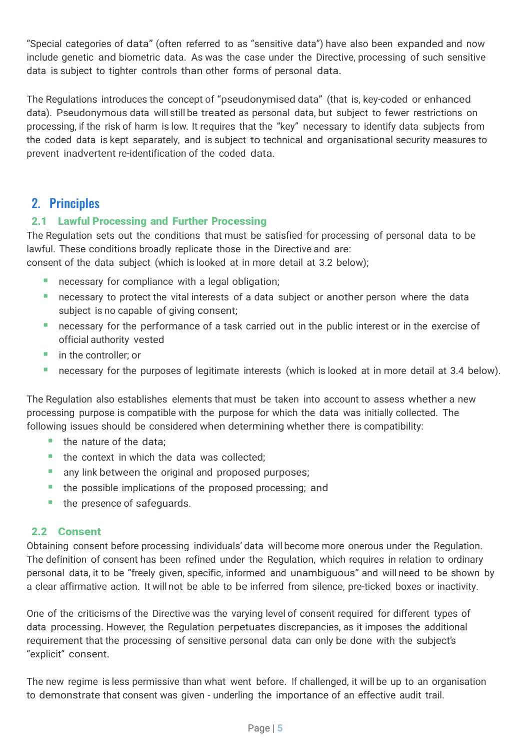"Special categories of data" (often referred to as "sensitive data") have also been expanded and now include genetic and biometric data. As was the case under the Directive, processing of such sensitive data is subject to tighter controls than other forms of personal data.

The Regulations introduces the concept of "pseudonymised data" (that is, key-coded or enhanced data). Pseudonymous data will still be treated as personal data, but subject to fewer restrictions on processing, if the risk of harm is low. It requires that the "key" necessary to identify data subjects from the coded data is kept separately, and is subject to technical and organisational security measures to prevent inadvertent re-identification of the coded data.

## 2. Principles

### 2.1 Lawful Processing and Further Processing

The Regulation sets out the conditions that must be satisfied for processing of personal data to be lawful. These conditions broadly replicate those in the Directive and are:
consent of the data subject (which is looked at in more detail at 3.2 below);

- necessary for compliance with a legal obligation;
- necessary to protect the vital interests of a data subject or another person where the data subject is no capable of giving consent;
- necessary for the performance of a task carried out in the public interest or in the exercise of official authority vested
- in the controller; or
- necessary for the purposes of legitimate interests (which is looked at in more detail at 3.4 below).

The Regulation also establishes elements that must be taken into account to assess whether a new processing purpose is compatible with the purpose for which the data was initially collected. The following issues should be considered when determining whether there is compatibility:

- the nature of the data;
- the context in which the data was collected;
- any link between the original and proposed purposes;
- the possible implications of the proposed processing; and
- the presence of safeguards.

### 2.2 Consent

Obtaining consent before processing individuals' data will become more onerous under the Regulation. The definition of consent has been refined under the Regulation, which requires in relation to ordinary personal data, it to be "freely given, specific, informed and unambiguous" and will need to be shown by a clear affirmative action. It will not be able to be inferred from silence, pre-ticked boxes or inactivity.

One of the criticisms of the Directive was the varying level of consent required for different types of data processing. However, the Regulation perpetuates discrepancies, as it imposes the additional requirement that the processing of sensitive personal data can only be done with the subject's "explicit" consent.

The new regime is less permissive than what went before. If challenged, it will be up to an organisation to demonstrate that consent was given - underling the importance of an effective audit trail.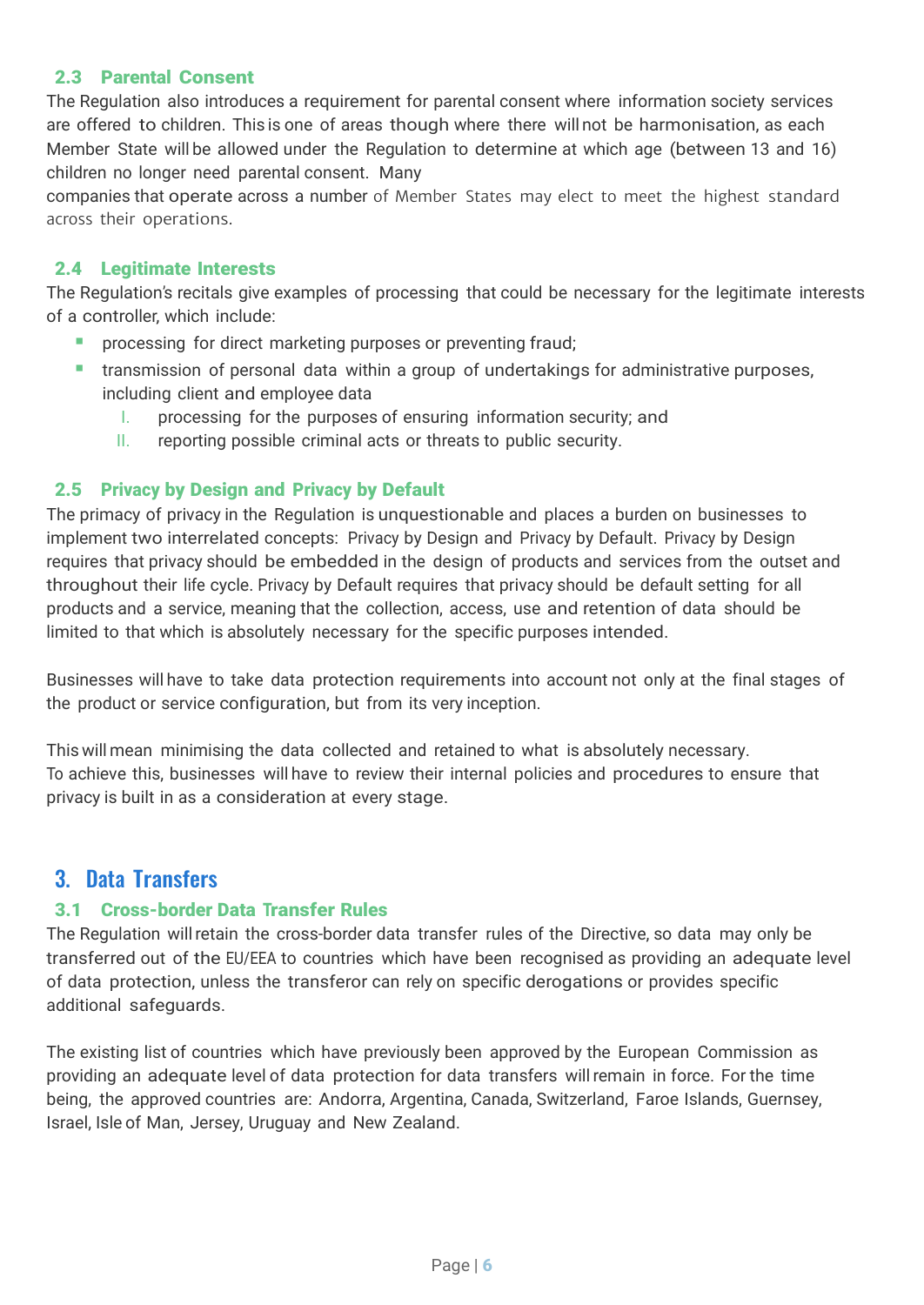### 2.3 Parental Consent

The Regulation also introduces a requirement for parental consent where information society services are offered to children. This is one of areas though where there will not be harmonisation, as each Member State will be allowed under the Regulation to determine at which age (between 13 and 16) children no longer need parental consent. Many companies that operate across a number of Member States may elect to meet the highest standard across their operations.

### 2.4 Legitimate Interests

The Regulation's recitals give examples of processing that could be necessary for the legitimate interests of a controller, which include:

- processing for direct marketing purposes or preventing fraud;
- transmission of personal data within a group of undertakings for administrative purposes, including client and employee data
    1. processing for the purposes of ensuring information security; and
    2. reporting possible criminal acts or threats to public security.

### 2.5 Privacy by Design and Privacy by Default

The primacy of privacy in the Regulation is unquestionable and places a burden on businesses to implement two interrelated concepts: Privacy by Design and Privacy by Default. Privacy by Design requires that privacy should be embedded in the design of products and services from the outset and throughout their life cycle. Privacy by Default requires that privacy should be default setting for all products and a service, meaning that the collection, access, use and retention of data should be limited to that which is absolutely necessary for the specific purposes intended.

Businesses will have to take data protection requirements into account not only at the final stages of the product or service configuration, but from its very inception.

This will mean minimising the data collected and retained to what is absolutely necessary. To achieve this, businesses will have to review their internal policies and procedures to ensure that privacy is built in as a consideration at every stage.

## 3. Data Transfers

### 3.1 Cross-border Data Transfer Rules

The Regulation will retain the cross-border data transfer rules of the Directive, so data may only be transferred out of the EU/EEA to countries which have been recognised as providing an adequate level of data protection, unless the transferor can rely on specific derogations or provides specific additional safeguards.

The existing list of countries which have previously been approved by the European Commission as providing an adequate level of data protection for data transfers will remain in force. For the time being, the approved countries are: Andorra, Argentina, Canada, Switzerland, Faroe Islands, Guernsey, Israel, Isle of Man, Jersey, Uruguay and New Zealand.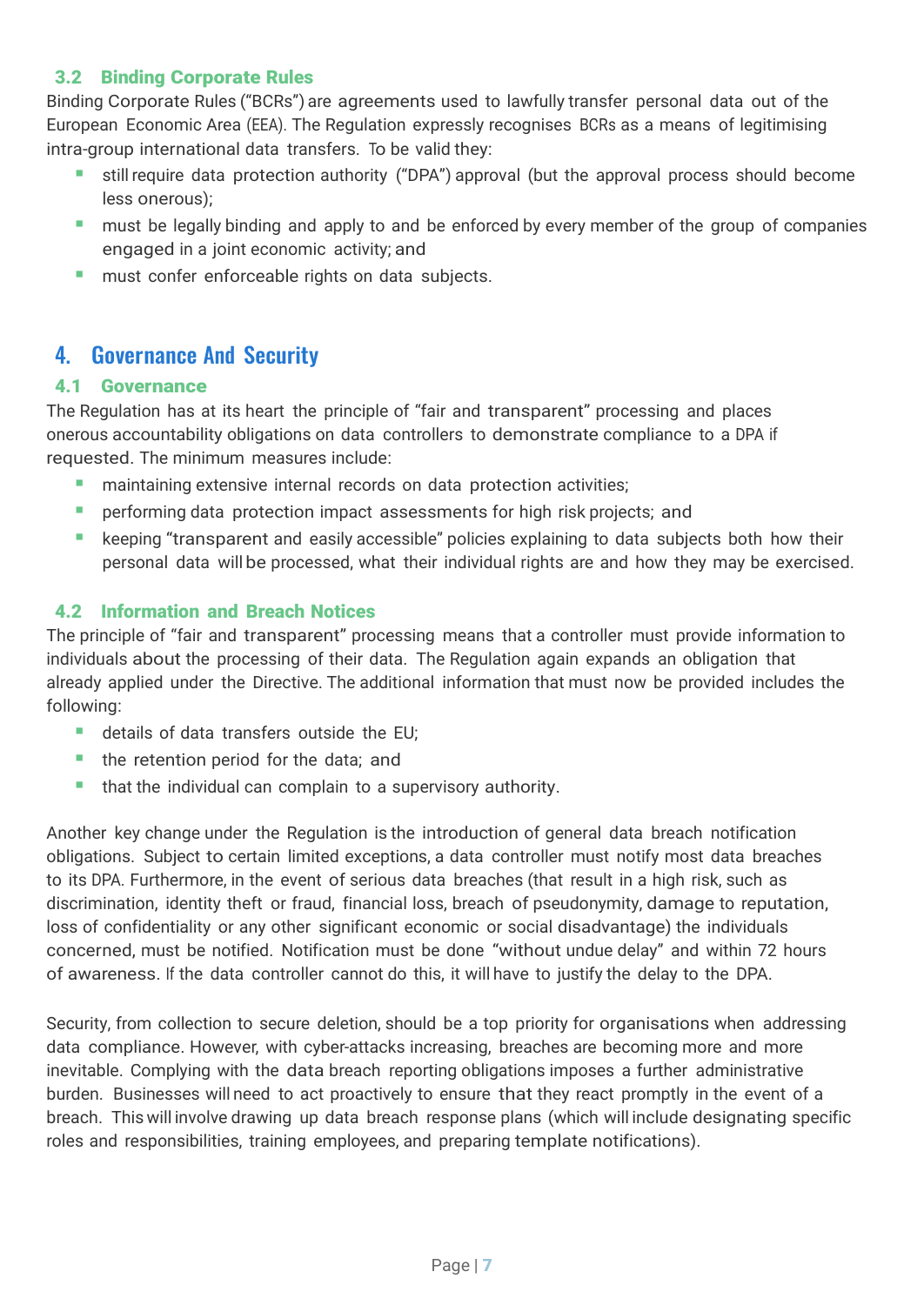### 3.2 Binding Corporate Rules

Binding Corporate Rules ("BCRs") are agreements used to lawfully transfer personal data out of the European Economic Area (EEA). The Regulation expressly recognises BCRs as a means of legitimising intra-group international data transfers. To be valid they:

- still require data protection authority ("DPA") approval (but the approval process should become less onerous);
- must be legally binding and apply to and be enforced by every member of the group of companies engaged in a joint economic activity; and
- must confer enforceable rights on data subjects.

## 4. Governance And Security

### 4.1 Governance

The Regulation has at its heart the principle of "fair and transparent" processing and places onerous accountability obligations on data controllers to demonstrate compliance to a DPA if requested. The minimum measures include:

- maintaining extensive internal records on data protection activities;
- performing data protection impact assessments for high risk projects; and
- keeping "transparent and easily accessible" policies explaining to data subjects both how their personal data will be processed, what their individual rights are and how they may be exercised.

### 4.2 Information and Breach Notices

The principle of "fair and transparent" processing means that a controller must provide information to individuals about the processing of their data. The Regulation again expands an obligation that already applied under the Directive. The additional information that must now be provided includes the following:

- details of data transfers outside the EU;
- the retention period for the data; and
- that the individual can complain to a supervisory authority.

Another key change under the Regulation is the introduction of general data breach notification obligations. Subject to certain limited exceptions, a data controller must notify most data breaches to its DPA. Furthermore, in the event of serious data breaches (that result in a high risk, such as discrimination, identity theft or fraud, financial loss, breach of pseudonymity, damage to reputation, loss of confidentiality or any other significant economic or social disadvantage) the individuals concerned, must be notified. Notification must be done "without undue delay" and within 72 hours of awareness. If the data controller cannot do this, it will have to justify the delay to the DPA.

Security, from collection to secure deletion, should be a top priority for organisations when addressing data compliance. However, with cyber-attacks increasing, breaches are becoming more and more inevitable. Complying with the data breach reporting obligations imposes a further administrative burden. Businesses will need to act proactively to ensure that they react promptly in the event of a breach. This will involve drawing up data breach response plans (which will include designating specific roles and responsibilities, training employees, and preparing template notifications).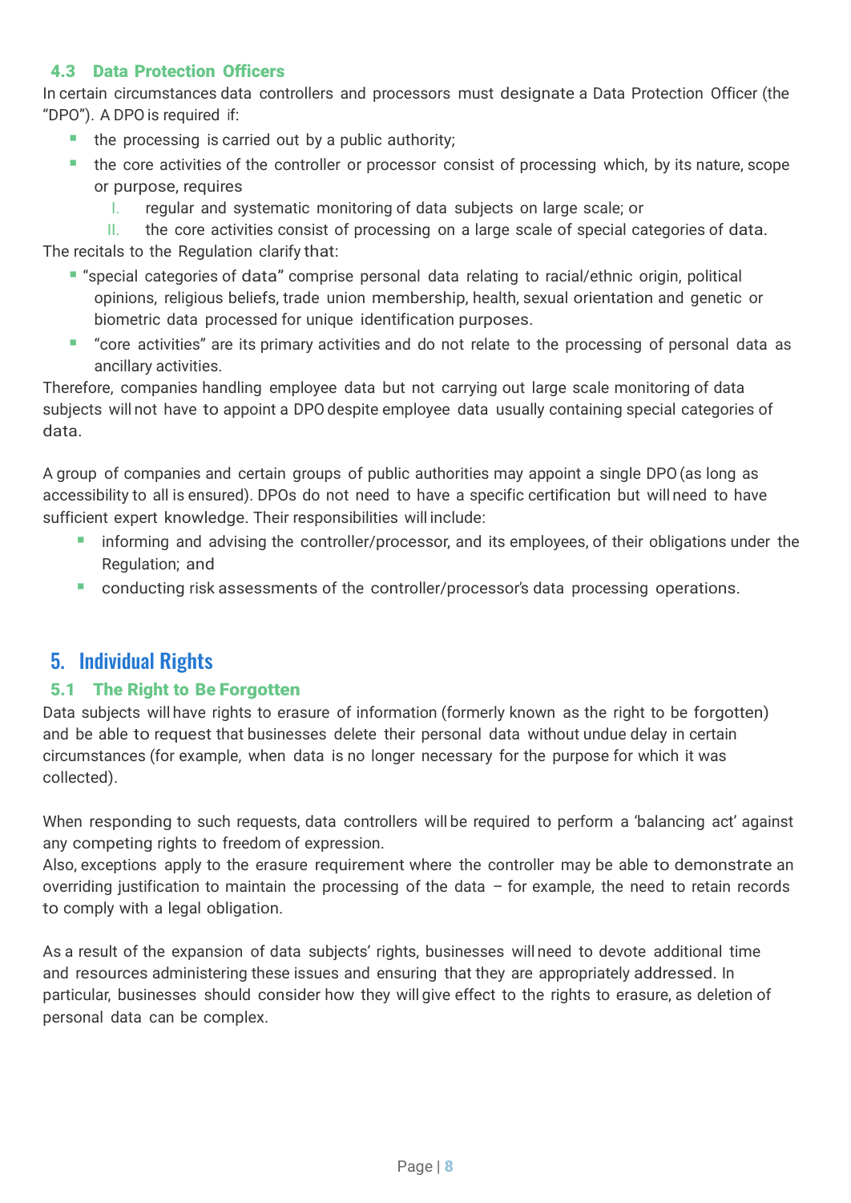### 4.3 Data Protection Officers

In certain circumstances data controllers and processors must designate a Data Protection Officer (the "DPO"). A DPO is required if:

- the processing is carried out by a public authority;
- the core activities of the controller or processor consist of processing which, by its nature, scope or purpose, requires
  I. regular and systematic monitoring of data subjects on large scale; or
  II. the core activities consist of processing on a large scale of special categories of data.

The recitals to the Regulation clarify that:

- "special categories of data" comprise personal data relating to racial/ethnic origin, political opinions, religious beliefs, trade union membership, health, sexual orientation and genetic or biometric data processed for unique identification purposes.
- "core activities" are its primary activities and do not relate to the processing of personal data as ancillary activities.

Therefore, companies handling employee data but not carrying out large scale monitoring of data subjects will not have to appoint a DPO despite employee data usually containing special categories of data.

A group of companies and certain groups of public authorities may appoint a single DPO (as long as accessibility to all is ensured). DPOs do not need to have a specific certification but will need to have sufficient expert knowledge. Their responsibilities will include:

- informing and advising the controller/processor, and its employees, of their obligations under the Regulation; and
- conducting risk assessments of the controller/processor's data processing operations.

## 5. Individual Rights

### 5.1 The Right to Be Forgotten

Data subjects will have rights to erasure of information (formerly known as the right to be forgotten) and be able to request that businesses delete their personal data without undue delay in certain circumstances (for example, when data is no longer necessary for the purpose for which it was collected).

When responding to such requests, data controllers will be required to perform a 'balancing act' against any competing rights to freedom of expression.

Also, exceptions apply to the erasure requirement where the controller may be able to demonstrate an overriding justification to maintain the processing of the data – for example, the need to retain records to comply with a legal obligation.

As a result of the expansion of data subjects' rights, businesses will need to devote additional time and resources administering these issues and ensuring that they are appropriately addressed. In particular, businesses should consider how they will give effect to the rights to erasure, as deletion of personal data can be complex.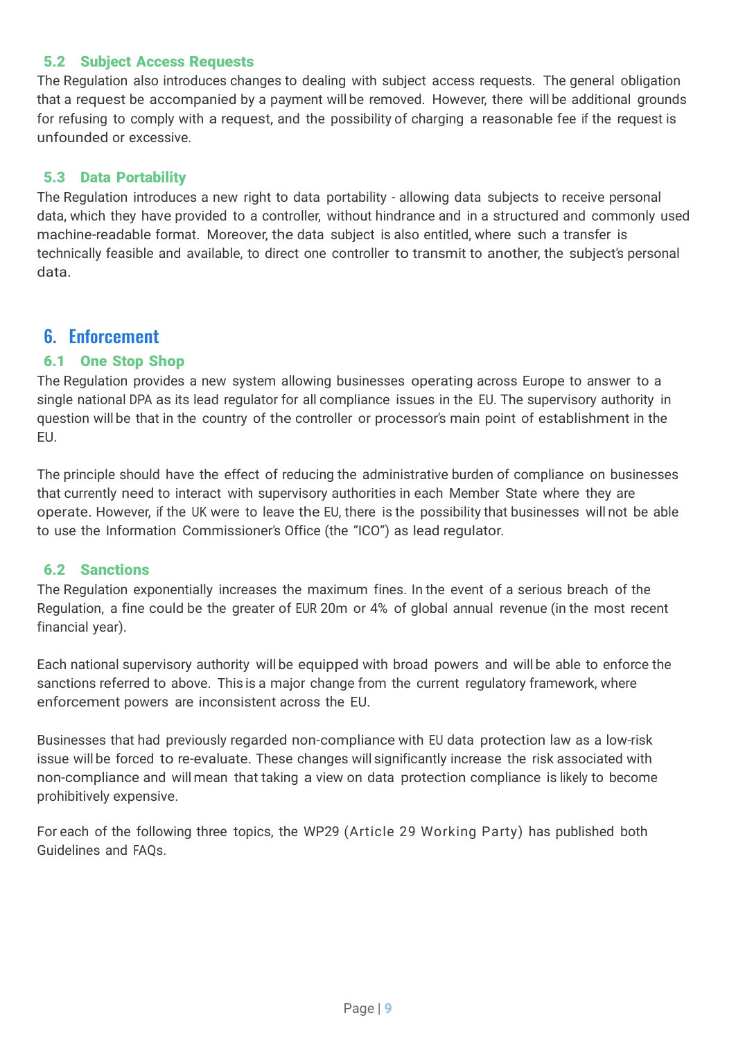### 5.2 Subject Access Requests

The Regulation also introduces changes to dealing with subject access requests. The general obligation that a request be accompanied by a payment will be removed. However, there will be additional grounds for refusing to comply with a request, and the possibility of charging a reasonable fee if the request is unfounded or excessive.

### 5.3 Data Portability

The Regulation introduces a new right to data portability - allowing data subjects to receive personal data, which they have provided to a controller, without hindrance and in a structured and commonly used machine-readable format. Moreover, the data subject is also entitled, where such a transfer is technically feasible and available, to direct one controller to transmit to another, the subject's personal data.

## 6. Enforcement

### 6.1 One Stop Shop

The Regulation provides a new system allowing businesses operating across Europe to answer to a single national DPA as its lead regulator for all compliance issues in the EU. The supervisory authority in question will be that in the country of the controller or processor's main point of establishment in the EU.

The principle should have the effect of reducing the administrative burden of compliance on businesses that currently need to interact with supervisory authorities in each Member State where they are operate. However, if the UK were to leave the EU, there is the possibility that businesses will not be able to use the Information Commissioner's Office (the "ICO") as lead regulator.

### 6.2 Sanctions

The Regulation exponentially increases the maximum fines. In the event of a serious breach of the Regulation, a fine could be the greater of EUR 20m or 4% of global annual revenue (in the most recent financial year).

Each national supervisory authority will be equipped with broad powers and will be able to enforce the sanctions referred to above. This is a major change from the current regulatory framework, where enforcement powers are inconsistent across the EU.

Businesses that had previously regarded non-compliance with EU data protection law as a low-risk issue will be forced to re-evaluate. These changes will significantly increase the risk associated with non-compliance and will mean that taking a view on data protection compliance is likely to become prohibitively expensive.

For each of the following three topics, the WP29 (Article 29 Working Party) has published both Guidelines and FAQs.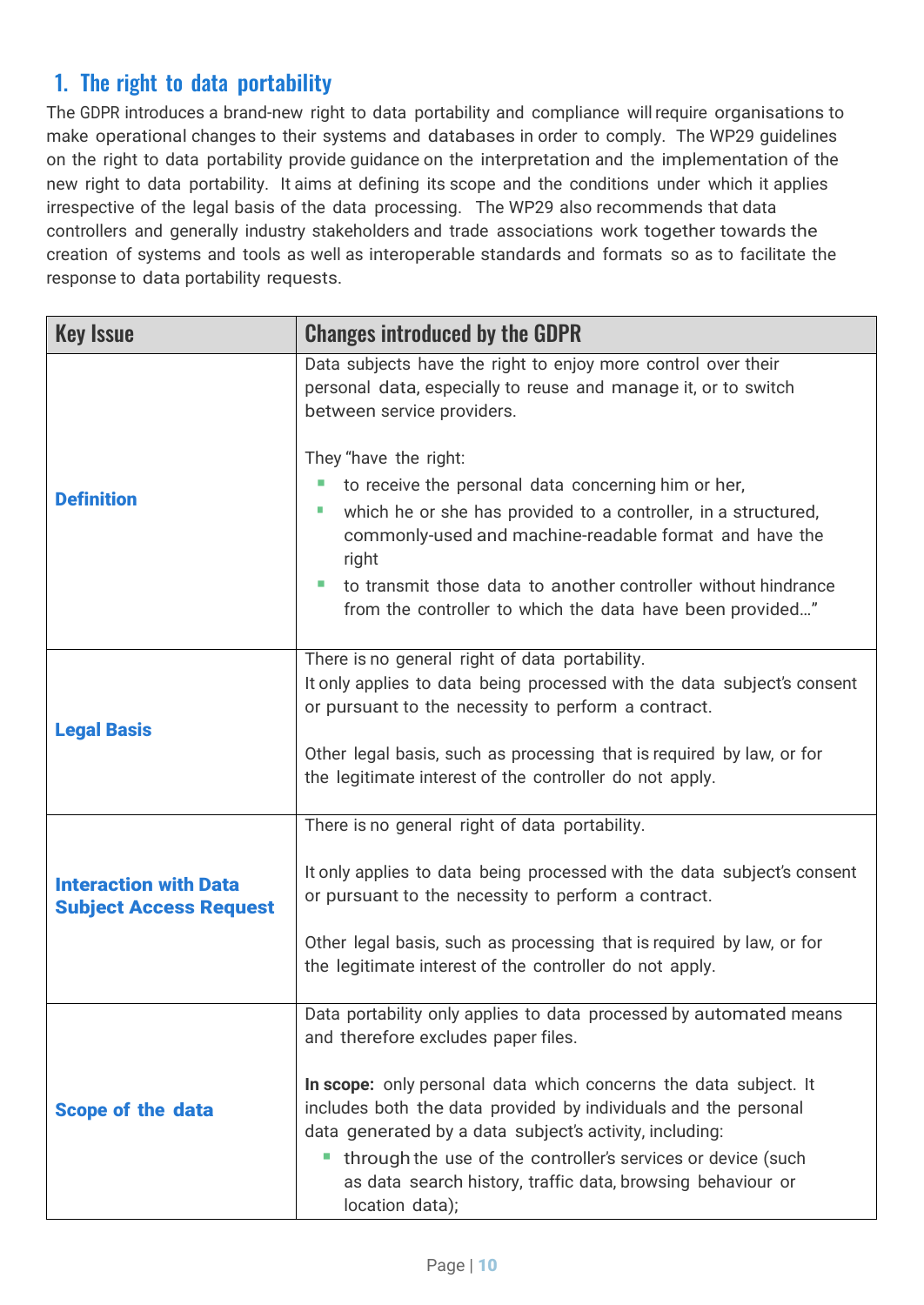## 1. The right to data portability

The GDPR introduces a brand-new right to data portability and compliance will require organisations to make operational changes to their systems and databases in order to comply. The WP29 guidelines on the right to data portability provide guidance on the interpretation and the implementation of the new right to data portability. It aims at defining its scope and the conditions under which it applies irrespective of the legal basis of the data processing. The WP29 also recommends that data controllers and generally industry stakeholders and trade associations work together towards the creation of systems and tools as well as interoperable standards and formats so as to facilitate the response to data portability requests.

| Key Issue | Changes introduced by the GDPR |
| --- | --- |
| **Definition** | Data subjects have the right to enjoy more control over their personal data, especially to reuse and manage it, or to switch between service providers.<br><br>They "have the right:<br>- to receive the personal data concerning him or her,<br>- which he or she has provided to a controller, in a structured, commonly-used and machine-readable format and have the right<br>- to transmit those data to another controller without hindrance from the controller to which the data have been provided…" |
| **Legal Basis** | There is no general right of data portability.<br>It only applies to data being processed with the data subject's consent or pursuant to the necessity to perform a contract.<br><br>Other legal basis, such as processing that is required by law, or for the legitimate interest of the controller do not apply. |
| **Interaction with Data Subject Access Request** | There is no general right of data portability.<br><br>It only applies to data being processed with the data subject's consent or pursuant to the necessity to perform a contract.<br><br>Other legal basis, such as processing that is required by law, or for the legitimate interest of the controller do not apply. |
| **Scope of the data** | Data portability only applies to data processed by automated means and therefore excludes paper files.<br><br>**In scope:** only personal data which concerns the data subject. It includes both the data provided by individuals and the personal data generated by a data subject's activity, including:<br>- through the use of the controller's services or device (such as data search history, traffic data, browsing behaviour or location data); |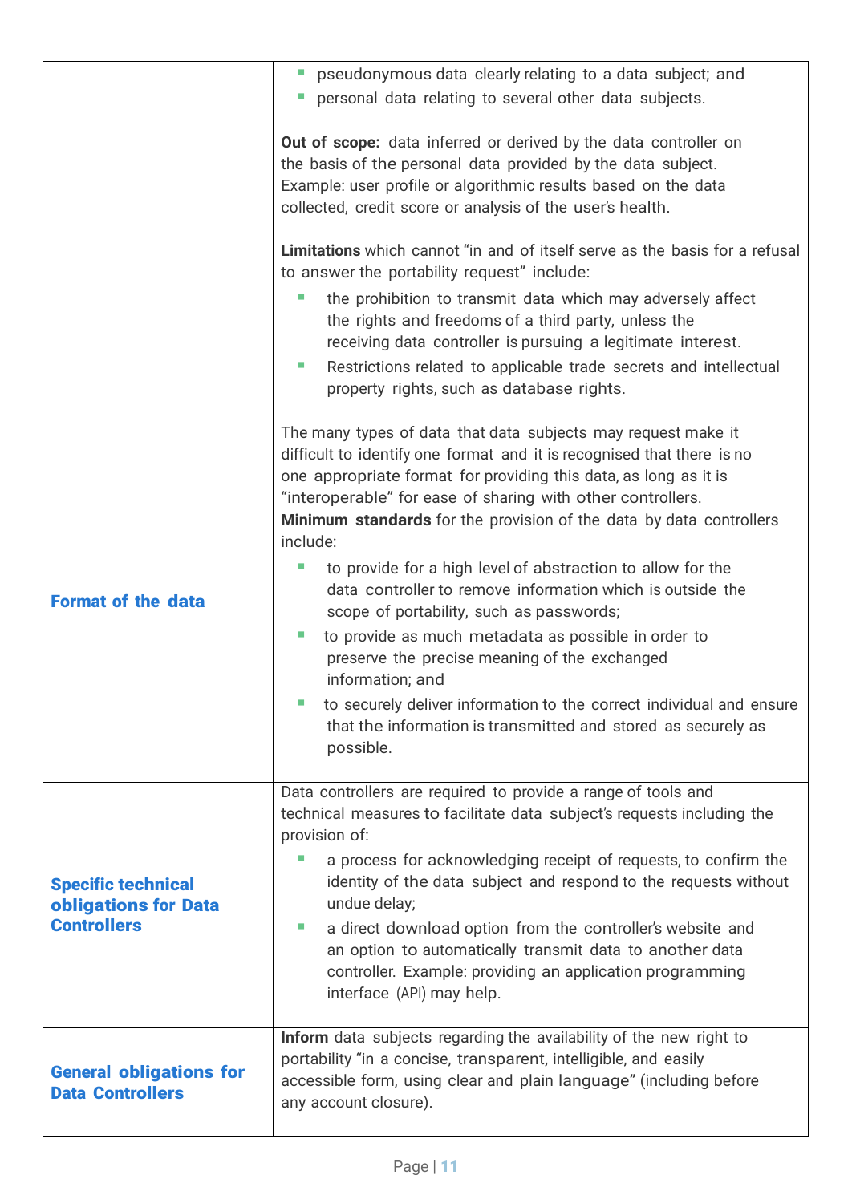| | |
|---|---|
| | ▪ pseudonymous data clearly relating to a data subject; and<br>▪ personal data relating to several other data subjects.<br><br>**Out of scope:** data inferred or derived by the data controller on the basis of the personal data provided by the data subject. Example: user profile or algorithmic results based on the data collected, credit score or analysis of the user's health.<br><br>**Limitations** which cannot "in and of itself serve as the basis for a refusal to answer the portability request" include:<br>▪ the prohibition to transmit data which may adversely affect the rights and freedoms of a third party, unless the receiving data controller is pursuing a legitimate interest.<br>▪ Restrictions related to applicable trade secrets and intellectual property rights, such as database rights. |
| **Format of the data** | The many types of data that data subjects may request make it difficult to identify one format and it is recognised that there is no one appropriate format for providing this data, as long as it is "interoperable" for ease of sharing with other controllers.<br>**Minimum standards** for the provision of the data by data controllers include:<br>▪ to provide for a high level of abstraction to allow for the data controller to remove information which is outside the scope of portability, such as passwords;<br>▪ to provide as much metadata as possible in order to preserve the precise meaning of the exchanged information; and<br>▪ to securely deliver information to the correct individual and ensure that the information is transmitted and stored as securely as possible. |
| **Specific technical obligations for Data Controllers** | Data controllers are required to provide a range of tools and technical measures to facilitate data subject's requests including the provision of:<br>▪ a process for acknowledging receipt of requests, to confirm the identity of the data subject and respond to the requests without undue delay;<br>▪ a direct download option from the controller's website and an option to automatically transmit data to another data controller. Example: providing an application programming interface (API) may help. |
| **General obligations for Data Controllers** | **Inform** data subjects regarding the availability of the new right to portability "in a concise, transparent, intelligible, and easily accessible form, using clear and plain language" (including before any account closure). |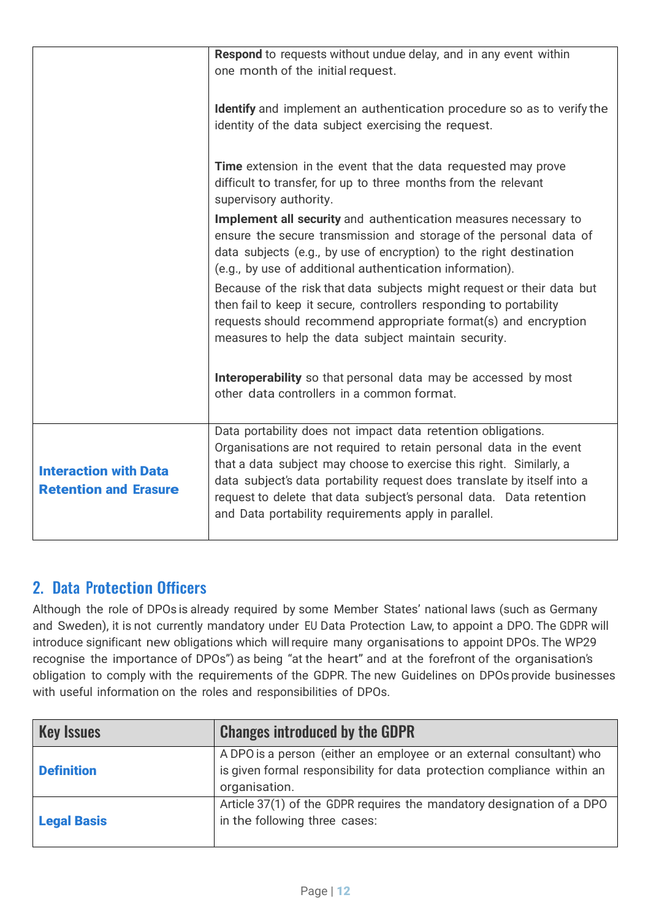| | |
|---|---|
| | **Respond** to requests without undue delay, and in any event within one month of the initial request.<br><br>**Identify** and implement an authentication procedure so as to verify the identity of the data subject exercising the request.<br><br>**Time** extension in the event that the data requested may prove difficult to transfer, for up to three months from the relevant supervisory authority.<br><br>**Implement all security** and authentication measures necessary to ensure the secure transmission and storage of the personal data of data subjects (e.g., by use of encryption) to the right destination (e.g., by use of additional authentication information).<br><br>Because of the risk that data subjects might request or their data but then fail to keep it secure, controllers responding to portability requests should recommend appropriate format(s) and encryption measures to help the data subject maintain security.<br><br>**Interoperability** so that personal data may be accessed by most other data controllers in a common format. |
| **Interaction with Data Retention and Erasure** | Data portability does not impact data retention obligations. Organisations are not required to retain personal data in the event that a data subject may choose to exercise this right. Similarly, a data subject's data portability request does translate by itself into a request to delete that data subject's personal data. Data retention and Data portability requirements apply in parallel. |

## 2. Data Protection Officers

Although the role of DPOs is already required by some Member States' national laws (such as Germany and Sweden), it is not currently mandatory under EU Data Protection Law, to appoint a DPO. The GDPR will introduce significant new obligations which will require many organisations to appoint DPOs. The WP29 recognise the importance of DPOs") as being "at the heart" and at the forefront of the organisation's obligation to comply with the requirements of the GDPR. The new Guidelines on DPOs provide businesses with useful information on the roles and responsibilities of DPOs.

| Key Issues | Changes introduced by the GDPR |
|---|---|
| **Definition** | A DPO is a person (either an employee or an external consultant) who is given formal responsibility for data protection compliance within an organisation. |
| **Legal Basis** | Article 37(1) of the GDPR requires the mandatory designation of a DPO in the following three cases: |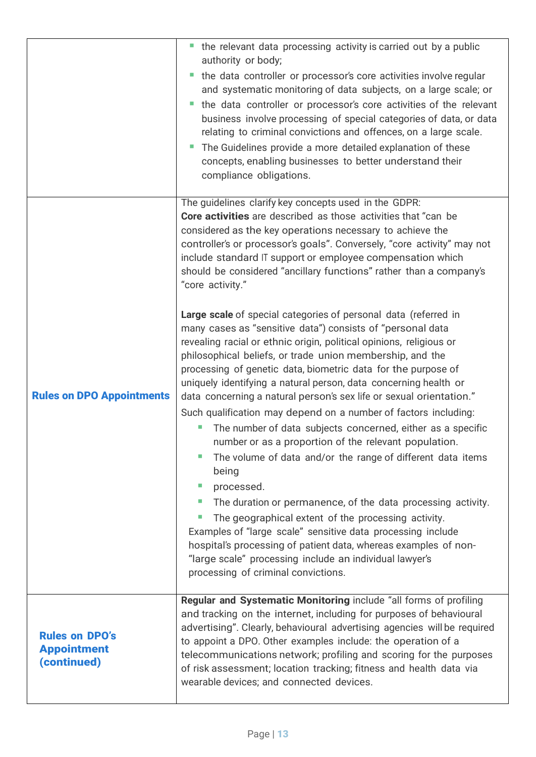| | |
|---|---|
| | - the relevant data processing activity is carried out by a public authority or body;<br>- the data controller or processor's core activities involve regular and systematic monitoring of data subjects, on a large scale; or<br>- the data controller or processor's core activities of the relevant business involve processing of special categories of data, or data relating to criminal convictions and offences, on a large scale.<br>- The Guidelines provide a more detailed explanation of these concepts, enabling businesses to better understand their compliance obligations. |
| **Rules on DPO Appointments** | The guidelines clarify key concepts used in the GDPR:<br>**Core activities** are described as those activities that "can be considered as the key operations necessary to achieve the controller's or processor's goals". Conversely, "core activity" may not include standard IT support or employee compensation which should be considered "ancillary functions" rather than a company's "core activity."<br><br>**Large scale** of special categories of personal data (referred in many cases as "sensitive data") consists of "personal data revealing racial or ethnic origin, political opinions, religious or philosophical beliefs, or trade union membership, and the processing of genetic data, biometric data for the purpose of uniquely identifying a natural person, data concerning health or data concerning a natural person's sex life or sexual orientation."<br>Such qualification may depend on a number of factors including:<br>- The number of data subjects concerned, either as a specific number or as a proportion of the relevant population.<br>- The volume of data and/or the range of different data items being<br>- processed.<br>- The duration or permanence, of the data processing activity.<br>- The geographical extent of the processing activity.<br>Examples of "large scale" sensitive data processing include hospital's processing of patient data, whereas examples of non-"large scale" processing include an individual lawyer's processing of criminal convictions. |
| **Rules on DPO's Appointment (continued)** | **Regular and Systematic Monitoring** include "all forms of profiling and tracking on the internet, including for purposes of behavioural advertising". Clearly, behavioural advertising agencies will be required to appoint a DPO. Other examples include: the operation of a telecommunications network; profiling and scoring for the purposes of risk assessment; location tracking; fitness and health data via wearable devices; and connected devices. |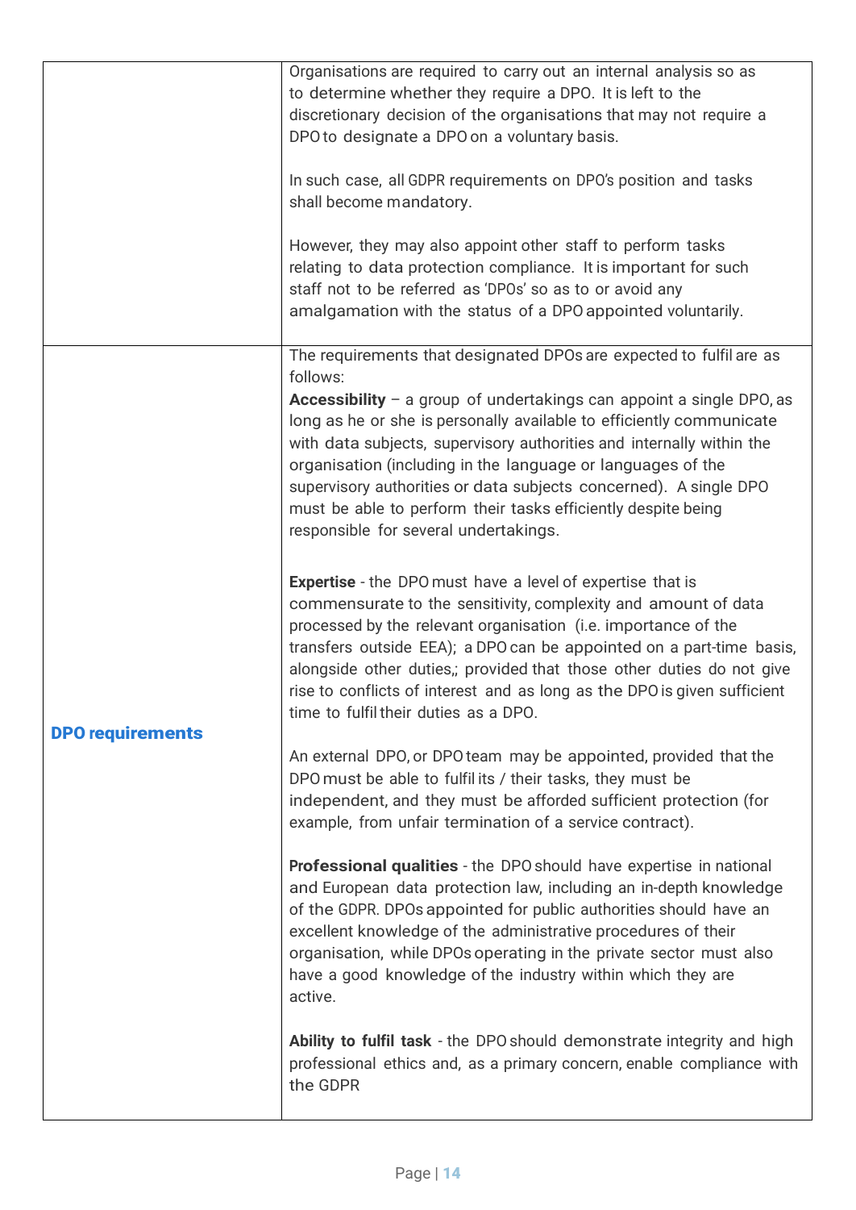| | |
|---|---|
| | Organisations are required to carry out an internal analysis so as to determine whether they require a DPO. It is left to the discretionary decision of the organisations that may not require a DPO to designate a DPO on a voluntary basis.<br><br>In such case, all GDPR requirements on DPO's position and tasks shall become mandatory.<br><br>However, they may also appoint other staff to perform tasks relating to data protection compliance. It is important for such staff not to be referred as 'DPOs' so as to or avoid any amalgamation with the status of a DPO appointed voluntarily. |
| **DPO requirements** | The requirements that designated DPOs are expected to fulfil are as follows:<br>**Accessibility** – a group of undertakings can appoint a single DPO, as long as he or she is personally available to efficiently communicate with data subjects, supervisory authorities and internally within the organisation (including in the language or languages of the supervisory authorities or data subjects concerned). A single DPO must be able to perform their tasks efficiently despite being responsible for several undertakings.<br><br>**Expertise** - the DPO must have a level of expertise that is commensurate to the sensitivity, complexity and amount of data processed by the relevant organisation (i.e. importance of the transfers outside EEA); a DPO can be appointed on a part-time basis, alongside other duties,; provided that those other duties do not give rise to conflicts of interest and as long as the DPO is given sufficient time to fulfil their duties as a DPO.<br><br>An external DPO, or DPO team may be appointed, provided that the DPO must be able to fulfil its / their tasks, they must be independent, and they must be afforded sufficient protection (for example, from unfair termination of a service contract).<br><br>**Professional qualities** - the DPO should have expertise in national and European data protection law, including an in-depth knowledge of the GDPR. DPOs appointed for public authorities should have an excellent knowledge of the administrative procedures of their organisation, while DPOs operating in the private sector must also have a good knowledge of the industry within which they are active.<br><br>**Ability to fulfil task** - the DPO should demonstrate integrity and high professional ethics and, as a primary concern, enable compliance with the GDPR |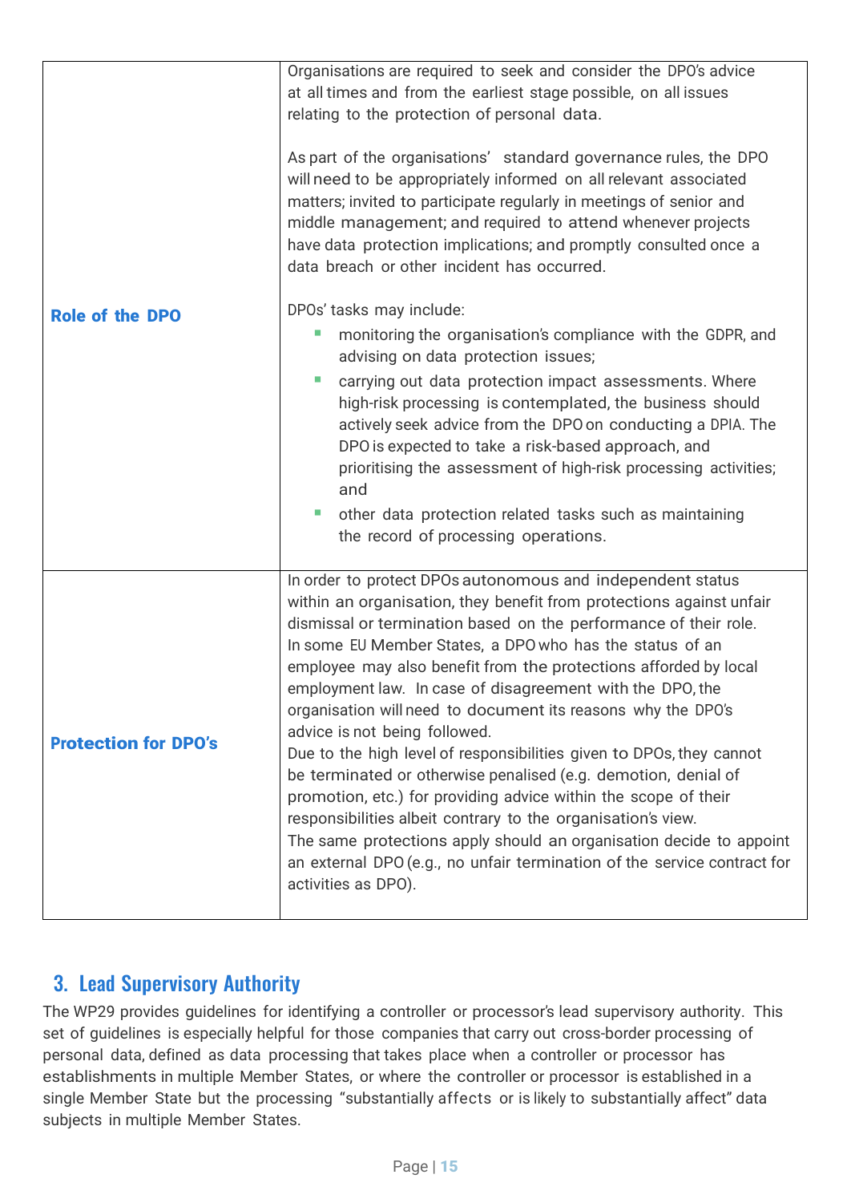| | |
|---|---|
| **Role of the DPO** | Organisations are required to seek and consider the DPO's advice at all times and from the earliest stage possible, on all issues relating to the protection of personal data.<br><br>As part of the organisations' standard governance rules, the DPO will need to be appropriately informed on all relevant associated matters; invited to participate regularly in meetings of senior and middle management; and required to attend whenever projects have data protection implications; and promptly consulted once a data breach or other incident has occurred.<br><br>DPOs' tasks may include:<br>▪ monitoring the organisation's compliance with the GDPR, and advising on data protection issues;<br>▪ carrying out data protection impact assessments. Where high-risk processing is contemplated, the business should actively seek advice from the DPO on conducting a DPIA. The DPO is expected to take a risk-based approach, and prioritising the assessment of high-risk processing activities; and<br>▪ other data protection related tasks such as maintaining the record of processing operations. |
| **Protection for DPO's** | In order to protect DPOs autonomous and independent status within an organisation, they benefit from protections against unfair dismissal or termination based on the performance of their role. In some EU Member States, a DPO who has the status of an employee may also benefit from the protections afforded by local employment law. In case of disagreement with the DPO, the organisation will need to document its reasons why the DPO's advice is not being followed.<br>Due to the high level of responsibilities given to DPOs, they cannot be terminated or otherwise penalised (e.g. demotion, denial of promotion, etc.) for providing advice within the scope of their responsibilities albeit contrary to the organisation's view.<br>The same protections apply should an organisation decide to appoint an external DPO (e.g., no unfair termination of the service contract for activities as DPO). |

## 3. Lead Supervisory Authority

The WP29 provides guidelines for identifying a controller or processor's lead supervisory authority. This set of guidelines is especially helpful for those companies that carry out cross-border processing of personal data, defined as data processing that takes place when a controller or processor has establishments in multiple Member States, or where the controller or processor is established in a single Member State but the processing "substantially affects or is likely to substantially affect" data subjects in multiple Member States.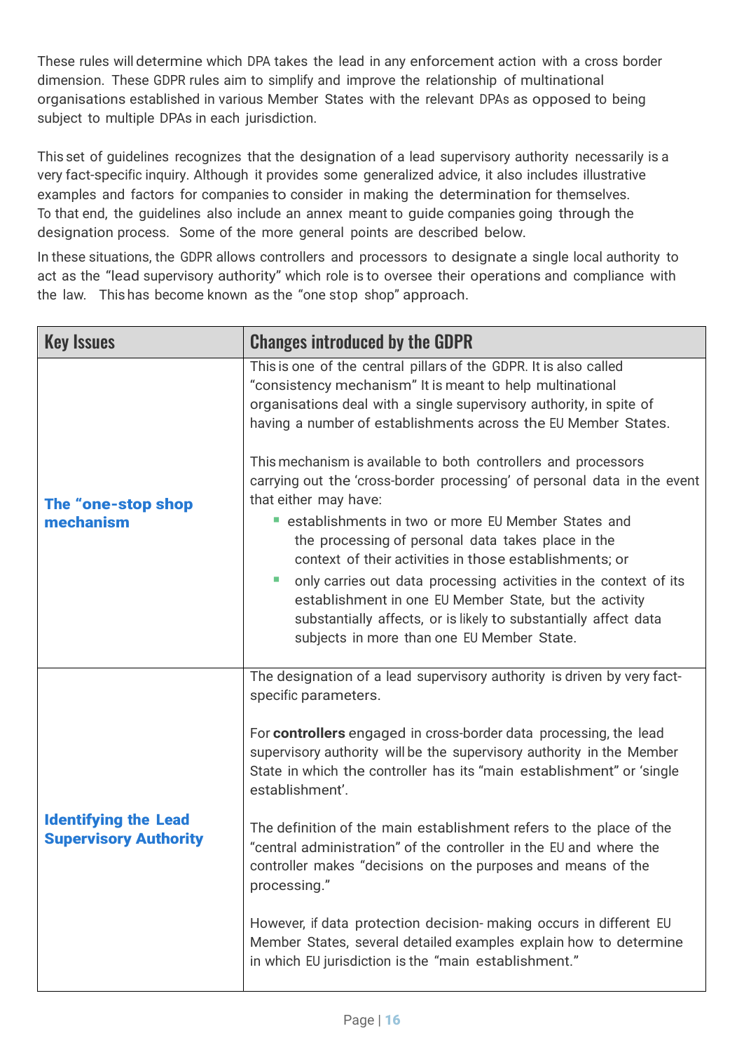These rules will determine which DPA takes the lead in any enforcement action with a cross border dimension. These GDPR rules aim to simplify and improve the relationship of multinational organisations established in various Member States with the relevant DPAs as opposed to being subject to multiple DPAs in each jurisdiction.

This set of guidelines recognizes that the designation of a lead supervisory authority necessarily is a very fact-specific inquiry. Although it provides some generalized advice, it also includes illustrative examples and factors for companies to consider in making the determination for themselves. To that end, the guidelines also include an annex meant to guide companies going through the designation process. Some of the more general points are described below.

In these situations, the GDPR allows controllers and processors to designate a single local authority to act as the "lead supervisory authority" which role is to oversee their operations and compliance with the law. This has become known as the "one stop shop" approach.

| Key Issues | Changes introduced by the GDPR |
|---|---|
| **The "one-stop shop mechanism** | This is one of the central pillars of the GDPR. It is also called "consistency mechanism" It is meant to help multinational organisations deal with a single supervisory authority, in spite of having a number of establishments across the EU Member States.<br><br>This mechanism is available to both controllers and processors carrying out the 'cross-border processing' of personal data in the event that either may have:<br>- establishments in two or more EU Member States and the processing of personal data takes place in the context of their activities in those establishments; or<br>- only carries out data processing activities in the context of its establishment in one EU Member State, but the activity substantially affects, or is likely to substantially affect data subjects in more than one EU Member State. |
| **Identifying the Lead Supervisory Authority** | The designation of a lead supervisory authority is driven by very fact-specific parameters.<br><br>For **controllers** engaged in cross-border data processing, the lead supervisory authority will be the supervisory authority in the Member State in which the controller has its "main establishment" or 'single establishment'.<br><br>The definition of the main establishment refers to the place of the "central administration" of the controller in the EU and where the controller makes "decisions on the purposes and means of the processing."<br><br>However, if data protection decision- making occurs in different EU Member States, several detailed examples explain how to determine in which EU jurisdiction is the "main establishment." |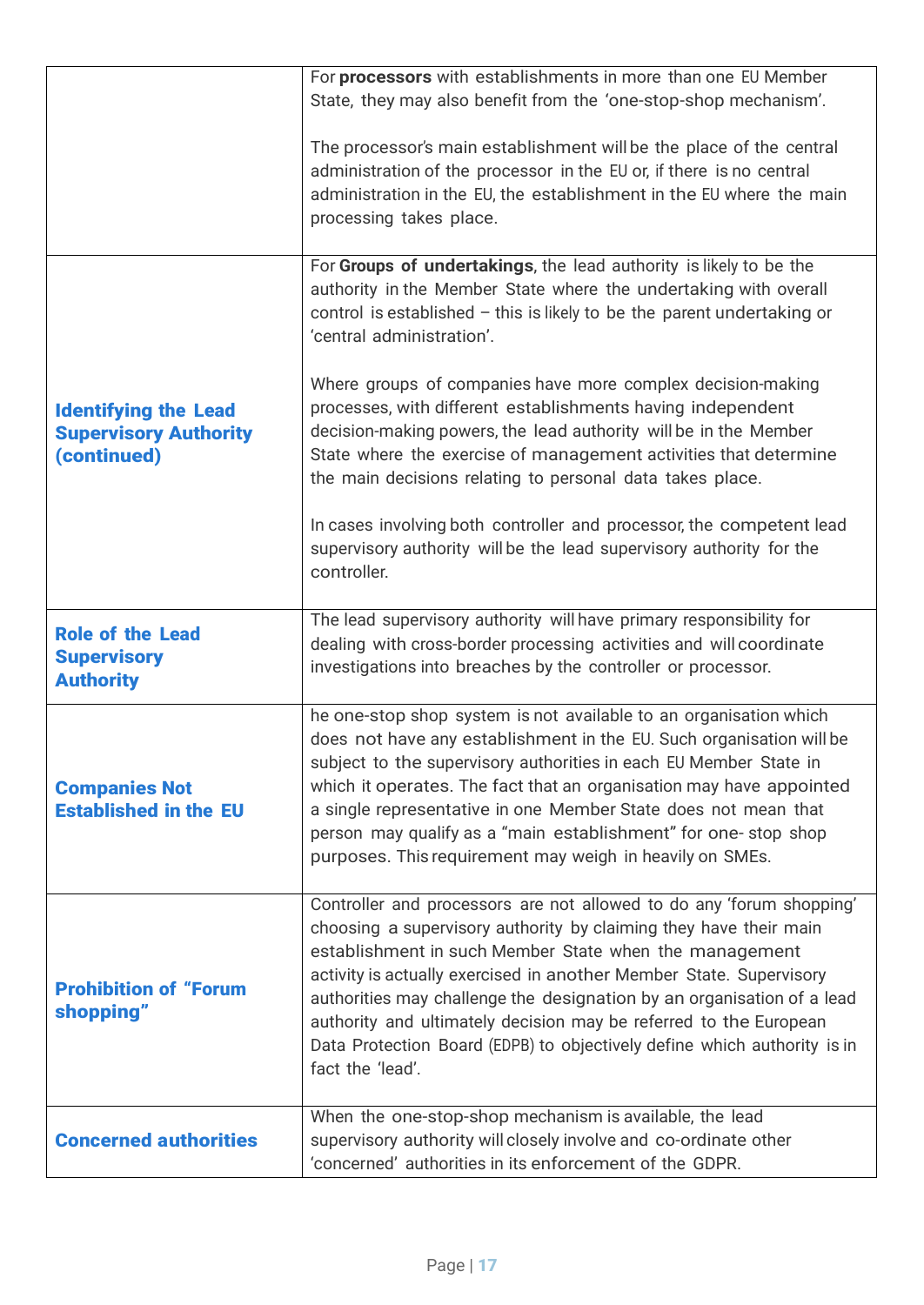| | |
|---|---|
| | For **processors** with establishments in more than one EU Member State, they may also benefit from the 'one-stop-shop mechanism'.<br><br>The processor's main establishment will be the place of the central administration of the processor in the EU or, if there is no central administration in the EU, the establishment in the EU where the main processing takes place. |
| **Identifying the Lead Supervisory Authority (continued)** | For **Groups of undertakings**, the lead authority is likely to be the authority in the Member State where the undertaking with overall control is established – this is likely to be the parent undertaking or 'central administration'.<br><br>Where groups of companies have more complex decision-making processes, with different establishments having independent decision-making powers, the lead authority will be in the Member State where the exercise of management activities that determine the main decisions relating to personal data takes place.<br><br>In cases involving both controller and processor, the competent lead supervisory authority will be the lead supervisory authority for the controller. |
| **Role of the Lead Supervisory Authority** | The lead supervisory authority will have primary responsibility for dealing with cross-border processing activities and will coordinate investigations into breaches by the controller or processor. |
| **Companies Not Established in the EU** | he one-stop shop system is not available to an organisation which does not have any establishment in the EU. Such organisation will be subject to the supervisory authorities in each EU Member State in which it operates. The fact that an organisation may have appointed a single representative in one Member State does not mean that person may qualify as a "main establishment" for one- stop shop purposes. This requirement may weigh in heavily on SMEs. |
| **Prohibition of "Forum shopping"** | Controller and processors are not allowed to do any 'forum shopping' choosing a supervisory authority by claiming they have their main establishment in such Member State when the management activity is actually exercised in another Member State. Supervisory authorities may challenge the designation by an organisation of a lead authority and ultimately decision may be referred to the European Data Protection Board (EDPB) to objectively define which authority is in fact the 'lead'. |
| **Concerned authorities** | When the one-stop-shop mechanism is available, the lead supervisory authority will closely involve and co-ordinate other 'concerned' authorities in its enforcement of the GDPR. |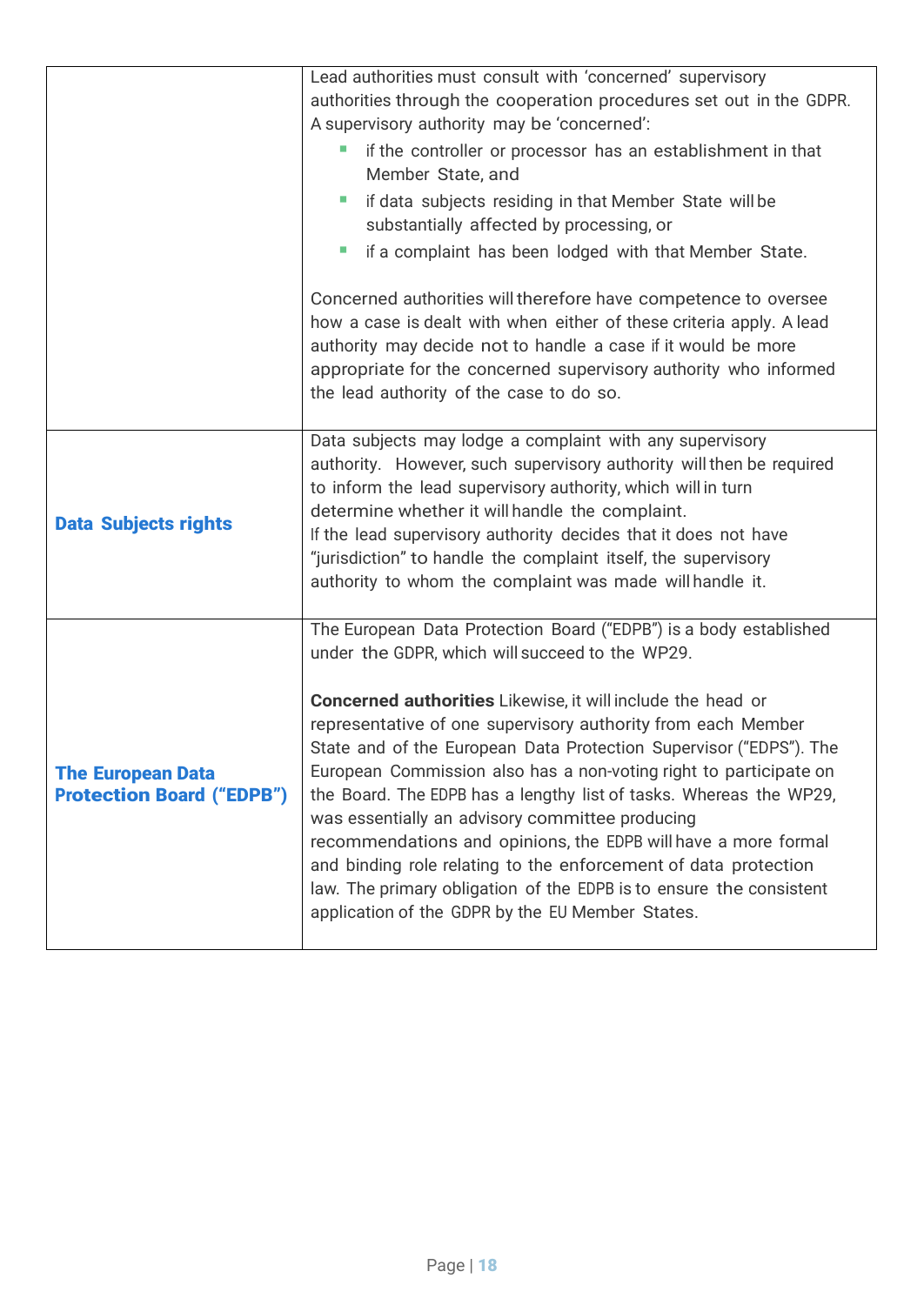| | |
|---|---|
| | Lead authorities must consult with 'concerned' supervisory authorities through the cooperation procedures set out in the GDPR. A supervisory authority may be 'concerned':<br>▪ if the controller or processor has an establishment in that Member State, and<br>▪ if data subjects residing in that Member State will be substantially affected by processing, or<br>▪ if a complaint has been lodged with that Member State.<br><br>Concerned authorities will therefore have competence to oversee how a case is dealt with when either of these criteria apply. A lead authority may decide not to handle a case if it would be more appropriate for the concerned supervisory authority who informed the lead authority of the case to do so. |
| **Data Subjects rights** | Data subjects may lodge a complaint with any supervisory authority. However, such supervisory authority will then be required to inform the lead supervisory authority, which will in turn determine whether it will handle the complaint.<br>If the lead supervisory authority decides that it does not have "jurisdiction" to handle the complaint itself, the supervisory authority to whom the complaint was made will handle it. |
| **The European Data Protection Board ("EDPB")** | The European Data Protection Board ("EDPB") is a body established under the GDPR, which will succeed to the WP29.<br><br>**Concerned authorities** Likewise, it will include the head or representative of one supervisory authority from each Member State and of the European Data Protection Supervisor ("EDPS"). The European Commission also has a non-voting right to participate on the Board. The EDPB has a lengthy list of tasks. Whereas the WP29, was essentially an advisory committee producing recommendations and opinions, the EDPB will have a more formal and binding role relating to the enforcement of data protection law. The primary obligation of the EDPB is to ensure the consistent application of the GDPR by the EU Member States. |